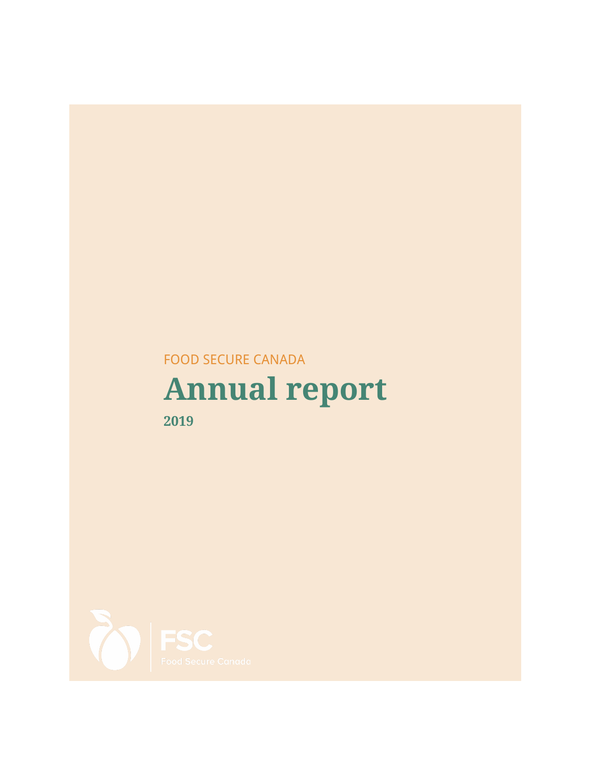FOOD SECURE CANADA

# Annual report

**2019**

FSC
Food Secure Canada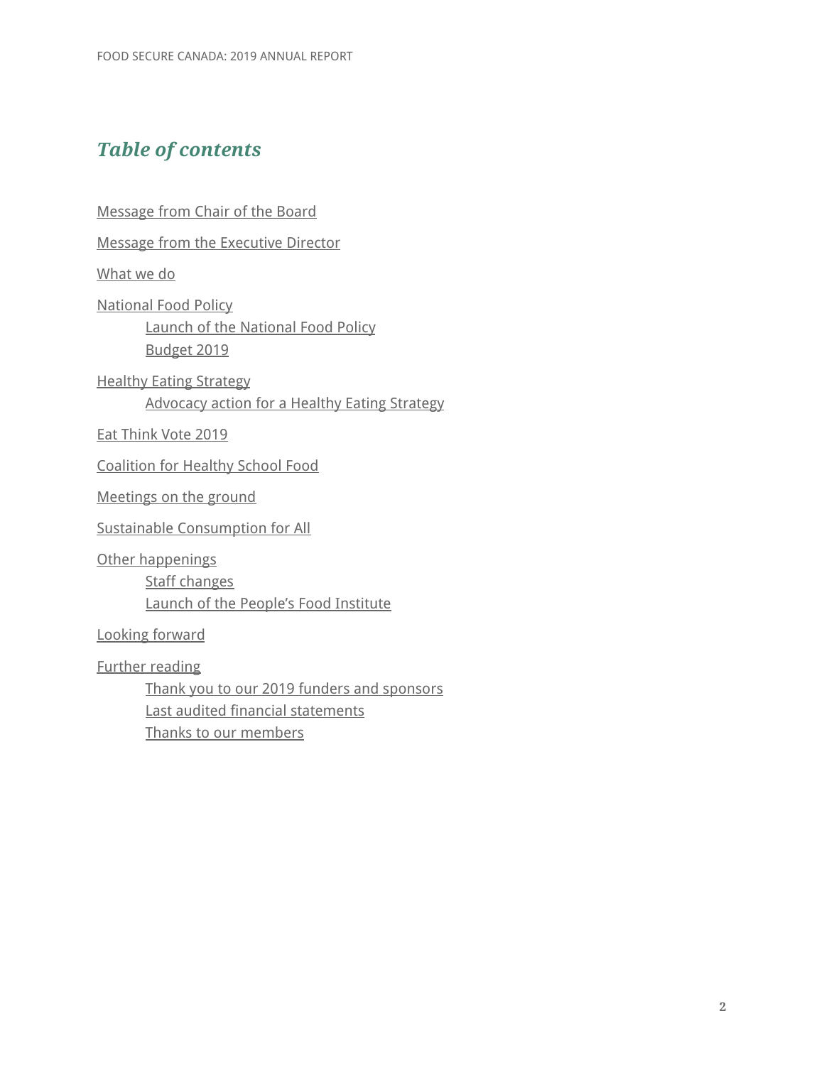## *Table of contents*

- Message from Chair of the Board
- Message from the Executive Director
- What we do
- National Food Policy
    - Launch of the National Food Policy
    - Budget 2019
- Healthy Eating Strategy
    - Advocacy action for a Healthy Eating Strategy
- Eat Think Vote 2019
- Coalition for Healthy School Food
- Meetings on the ground
- Sustainable Consumption for All
- Other happenings
    - Staff changes
    - Launch of the People's Food Institute
- Looking forward
- Further reading
    - Thank you to our 2019 funders and sponsors
    - Last audited financial statements
    - Thanks to our members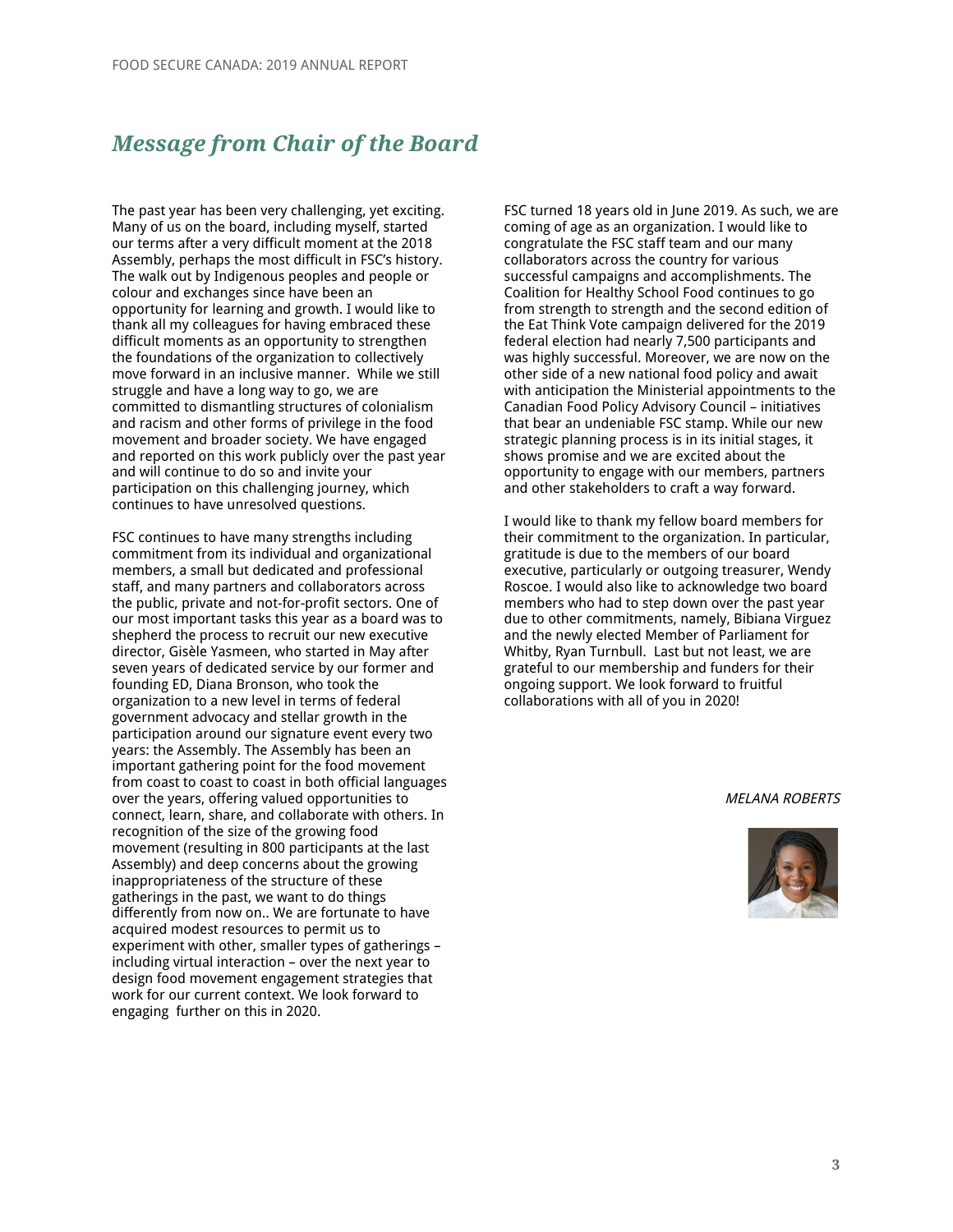## *Message from Chair of the Board*

The past year has been very challenging, yet exciting. Many of us on the board, including myself, started our terms after a very difficult moment at the 2018 Assembly, perhaps the most difficult in FSC's history. The walk out by Indigenous peoples and people or colour and exchanges since have been an opportunity for learning and growth. I would like to thank all my colleagues for having embraced these difficult moments as an opportunity to strengthen the foundations of the organization to collectively move forward in an inclusive manner. While we still struggle and have a long way to go, we are committed to dismantling structures of colonialism and racism and other forms of privilege in the food movement and broader society. We have engaged and reported on this work publicly over the past year and will continue to do so and invite your participation on this challenging journey, which continues to have unresolved questions.

FSC continues to have many strengths including commitment from its individual and organizational members, a small but dedicated and professional staff, and many partners and collaborators across the public, private and not-for-profit sectors. One of our most important tasks this year as a board was to shepherd the process to recruit our new executive director, Gisèle Yasmeen, who started in May after seven years of dedicated service by our former and founding ED, Diana Bronson, who took the organization to a new level in terms of federal government advocacy and stellar growth in the participation around our signature event every two years: the Assembly. The Assembly has been an important gathering point for the food movement from coast to coast to coast in both official languages over the years, offering valued opportunities to connect, learn, share, and collaborate with others. In recognition of the size of the growing food movement (resulting in 800 participants at the last Assembly) and deep concerns about the growing inappropriateness of the structure of these gatherings in the past, we want to do things differently from now on.. We are fortunate to have acquired modest resources to permit us to experiment with other, smaller types of gatherings – including virtual interaction – over the next year to design food movement engagement strategies that work for our current context. We look forward to engaging further on this in 2020.

FSC turned 18 years old in June 2019. As such, we are coming of age as an organization. I would like to congratulate the FSC staff team and our many collaborators across the country for various successful campaigns and accomplishments. The Coalition for Healthy School Food continues to go from strength to strength and the second edition of the Eat Think Vote campaign delivered for the 2019 federal election had nearly 7,500 participants and was highly successful. Moreover, we are now on the other side of a new national food policy and await with anticipation the Ministerial appointments to the Canadian Food Policy Advisory Council – initiatives that bear an undeniable FSC stamp. While our new strategic planning process is in its initial stages, it shows promise and we are excited about the opportunity to engage with our members, partners and other stakeholders to craft a way forward.

I would like to thank my fellow board members for their commitment to the organization. In particular, gratitude is due to the members of our board executive, particularly or outgoing treasurer, Wendy Roscoe. I would also like to acknowledge two board members who had to step down over the past year due to other commitments, namely, Bibiana Virguez and the newly elected Member of Parliament for Whitby, Ryan Turnbull. Last but not least, we are grateful to our membership and funders for their ongoing support. We look forward to fruitful collaborations with all of you in 2020!

*MELANA ROBERTS*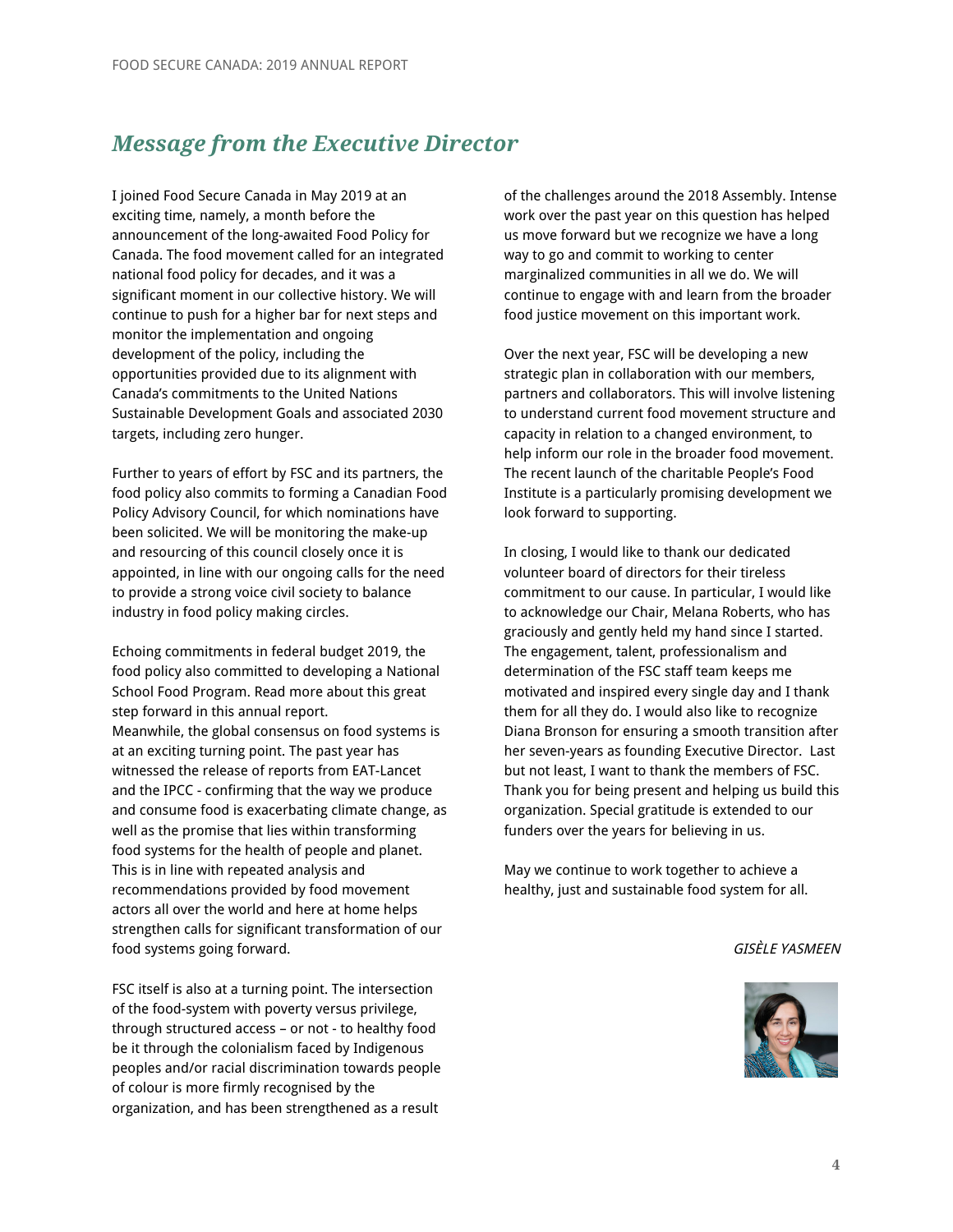## *Message from the Executive Director*

I joined Food Secure Canada in May 2019 at an exciting time, namely, a month before the announcement of the long-awaited Food Policy for Canada. The food movement called for an integrated national food policy for decades, and it was a significant moment in our collective history. We will continue to push for a higher bar for next steps and monitor the implementation and ongoing development of the policy, including the opportunities provided due to its alignment with Canada's commitments to the United Nations Sustainable Development Goals and associated 2030 targets, including zero hunger.

Further to years of effort by FSC and its partners, the food policy also commits to forming a Canadian Food Policy Advisory Council, for which nominations have been solicited. We will be monitoring the make-up and resourcing of this council closely once it is appointed, in line with our ongoing calls for the need to provide a strong voice civil society to balance industry in food policy making circles.

Echoing commitments in federal budget 2019, the food policy also committed to developing a National School Food Program. Read more about this great step forward in this annual report.
Meanwhile, the global consensus on food systems is at an exciting turning point. The past year has witnessed the release of reports from EAT-Lancet and the IPCC - confirming that the way we produce and consume food is exacerbating climate change, as well as the promise that lies within transforming food systems for the health of people and planet. This is in line with repeated analysis and recommendations provided by food movement actors all over the world and here at home helps strengthen calls for significant transformation of our food systems going forward.

FSC itself is also at a turning point. The intersection of the food-system with poverty versus privilege, through structured access – or not - to healthy food be it through the colonialism faced by Indigenous peoples and/or racial discrimination towards people of colour is more firmly recognised by the organization, and has been strengthened as a result of the challenges around the 2018 Assembly. Intense work over the past year on this question has helped us move forward but we recognize we have a long way to go and commit to working to center marginalized communities in all we do. We will continue to engage with and learn from the broader food justice movement on this important work.

Over the next year, FSC will be developing a new strategic plan in collaboration with our members, partners and collaborators. This will involve listening to understand current food movement structure and capacity in relation to a changed environment, to help inform our role in the broader food movement. The recent launch of the charitable People's Food Institute is a particularly promising development we look forward to supporting.

In closing, I would like to thank our dedicated volunteer board of directors for their tireless commitment to our cause. In particular, I would like to acknowledge our Chair, Melana Roberts, who has graciously and gently held my hand since I started. The engagement, talent, professionalism and determination of the FSC staff team keeps me motivated and inspired every single day and I thank them for all they do. I would also like to recognize Diana Bronson for ensuring a smooth transition after her seven-years as founding Executive Director. Last but not least, I want to thank the members of FSC. Thank you for being present and helping us build this organization. Special gratitude is extended to our funders over the years for believing in us.

May we continue to work together to achieve a healthy, just and sustainable food system for all.

*GISÈLE YASMEEN*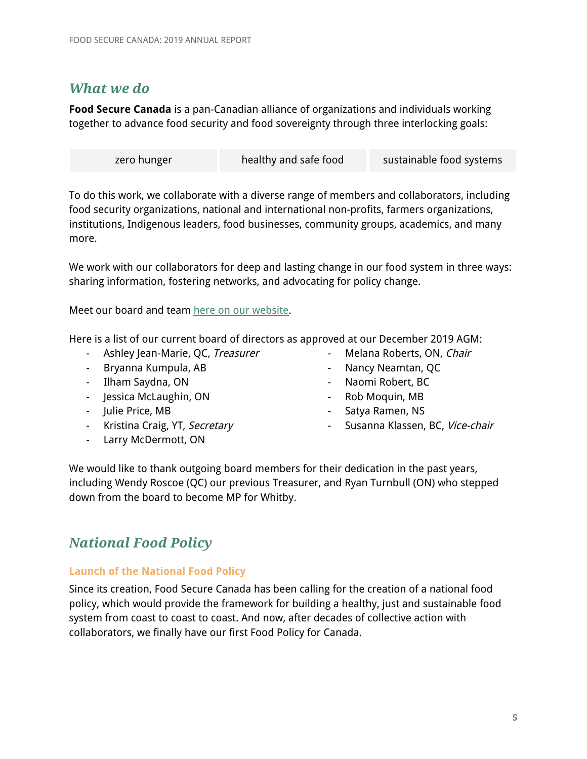## *What we do*

**Food Secure Canada** is a pan-Canadian alliance of organizations and individuals working together to advance food security and food sovereignty through three interlocking goals:

| zero hunger | healthy and safe food | sustainable food systems |
|---|---|---|

To do this work, we collaborate with a diverse range of members and collaborators, including food security organizations, national and international non-profits, farmers organizations, institutions, Indigenous leaders, food businesses, community groups, academics, and many more.

We work with our collaborators for deep and lasting change in our food system in three ways: sharing information, fostering networks, and advocating for policy change.

Meet our board and team here on our website.

Here is a list of our current board of directors as approved at our December 2019 AGM:

- Ashley Jean-Marie, QC, *Treasurer*
- Bryanna Kumpula, AB
- Ilham Saydna, ON
- Jessica McLaughin, ON
- Julie Price, MB
- Kristina Craig, YT, *Secretary*
- Larry McDermott, ON
- Melana Roberts, ON, *Chair*
- Nancy Neamtan, QC
- Naomi Robert, BC
- Rob Moquin, MB
- Satya Ramen, NS
- Susanna Klassen, BC, *Vice-chair*

We would like to thank outgoing board members for their dedication in the past years, including Wendy Roscoe (QC) our previous Treasurer, and Ryan Turnbull (ON) who stepped down from the board to become MP for Whitby.

## *National Food Policy*

### Launch of the National Food Policy

Since its creation, Food Secure Canada has been calling for the creation of a national food policy, which would provide the framework for building a healthy, just and sustainable food system from coast to coast to coast. And now, after decades of collective action with collaborators, we finally have our first Food Policy for Canada.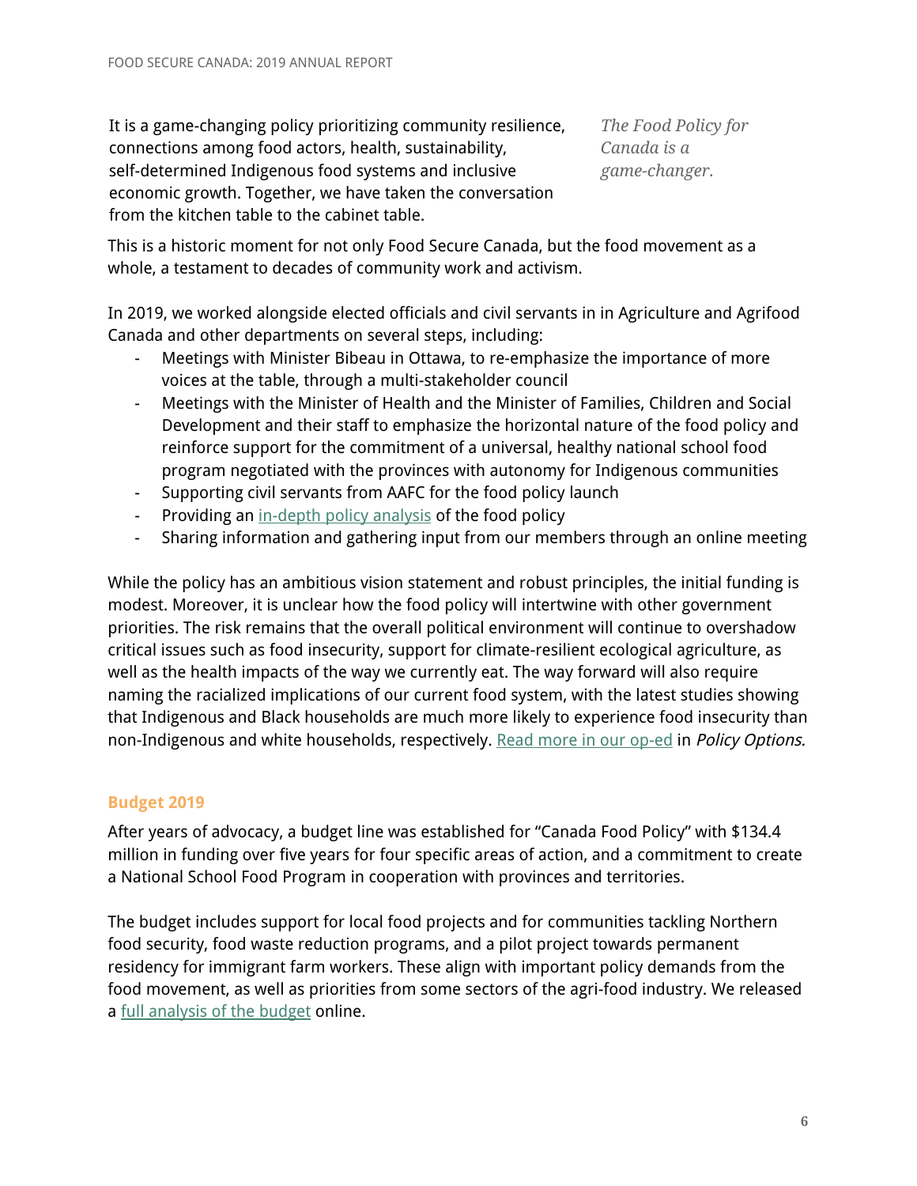It is a game-changing policy prioritizing community resilience, connections among food actors, health, sustainability, self-determined Indigenous food systems and inclusive economic growth. Together, we have taken the conversation from the kitchen table to the cabinet table.

*The Food Policy for Canada is a game-changer.*

This is a historic moment for not only Food Secure Canada, but the food movement as a whole, a testament to decades of community work and activism.

In 2019, we worked alongside elected officials and civil servants in in Agriculture and Agrifood Canada and other departments on several steps, including:

- Meetings with Minister Bibeau in Ottawa, to re-emphasize the importance of more voices at the table, through a multi-stakeholder council
- Meetings with the Minister of Health and the Minister of Families, Children and Social Development and their staff to emphasize the horizontal nature of the food policy and reinforce support for the commitment of a universal, healthy national school food program negotiated with the provinces with autonomy for Indigenous communities
- Supporting civil servants from AAFC for the food policy launch
- Providing an in-depth policy analysis of the food policy
- Sharing information and gathering input from our members through an online meeting

While the policy has an ambitious vision statement and robust principles, the initial funding is modest. Moreover, it is unclear how the food policy will intertwine with other government priorities. The risk remains that the overall political environment will continue to overshadow critical issues such as food insecurity, support for climate-resilient ecological agriculture, as well as the health impacts of the way we currently eat. The way forward will also require naming the racialized implications of our current food system, with the latest studies showing that Indigenous and Black households are much more likely to experience food insecurity than non-Indigenous and white households, respectively. Read more in our op-ed in *Policy Options.*

### Budget 2019

After years of advocacy, a budget line was established for "Canada Food Policy" with $134.4 million in funding over five years for four specific areas of action, and a commitment to create a National School Food Program in cooperation with provinces and territories.

The budget includes support for local food projects and for communities tackling Northern food security, food waste reduction programs, and a pilot project towards permanent residency for immigrant farm workers. These align with important policy demands from the food movement, as well as priorities from some sectors of the agri-food industry. We released a full analysis of the budget online.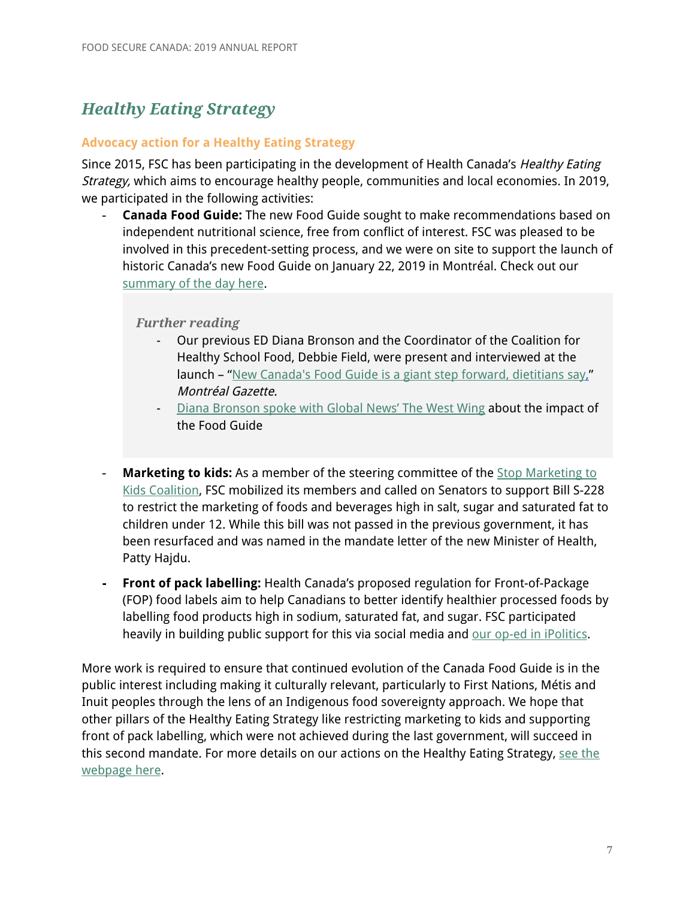## *Healthy Eating Strategy*

### Advocacy action for a Healthy Eating Strategy

Since 2015, FSC has been participating in the development of Health Canada's *Healthy Eating Strategy,* which aims to encourage healthy people, communities and local economies. In 2019, we participated in the following activities:

- **Canada Food Guide:** The new Food Guide sought to make recommendations based on independent nutritional science, free from conflict of interest. FSC was pleased to be involved in this precedent-setting process, and we were on site to support the launch of historic Canada's new Food Guide on January 22, 2019 in Montréal. Check out our summary of the day here.

> *Further reading*
>
> - Our previous ED Diana Bronson and the Coordinator of the Coalition for Healthy School Food, Debbie Field, were present and interviewed at the launch – "New Canada's Food Guide is a giant step forward, dietitians say," *Montréal Gazette.*
> - Diana Bronson spoke with Global News' The West Wing about the impact of the Food Guide

- **Marketing to kids:** As a member of the steering committee of the Stop Marketing to Kids Coalition, FSC mobilized its members and called on Senators to support Bill S-228 to restrict the marketing of foods and beverages high in salt, sugar and saturated fat to children under 12. While this bill was not passed in the previous government, it has been resurfaced and was named in the mandate letter of the new Minister of Health, Patty Hajdu.
- **Front of pack labelling:** Health Canada's proposed regulation for Front-of-Package (FOP) food labels aim to help Canadians to better identify healthier processed foods by labelling food products high in sodium, saturated fat, and sugar. FSC participated heavily in building public support for this via social media and our op-ed in iPolitics.

More work is required to ensure that continued evolution of the Canada Food Guide is in the public interest including making it culturally relevant, particularly to First Nations, Métis and Inuit peoples through the lens of an Indigenous food sovereignty approach. We hope that other pillars of the Healthy Eating Strategy like restricting marketing to kids and supporting front of pack labelling, which were not achieved during the last government, will succeed in this second mandate. For more details on our actions on the Healthy Eating Strategy, see the webpage here.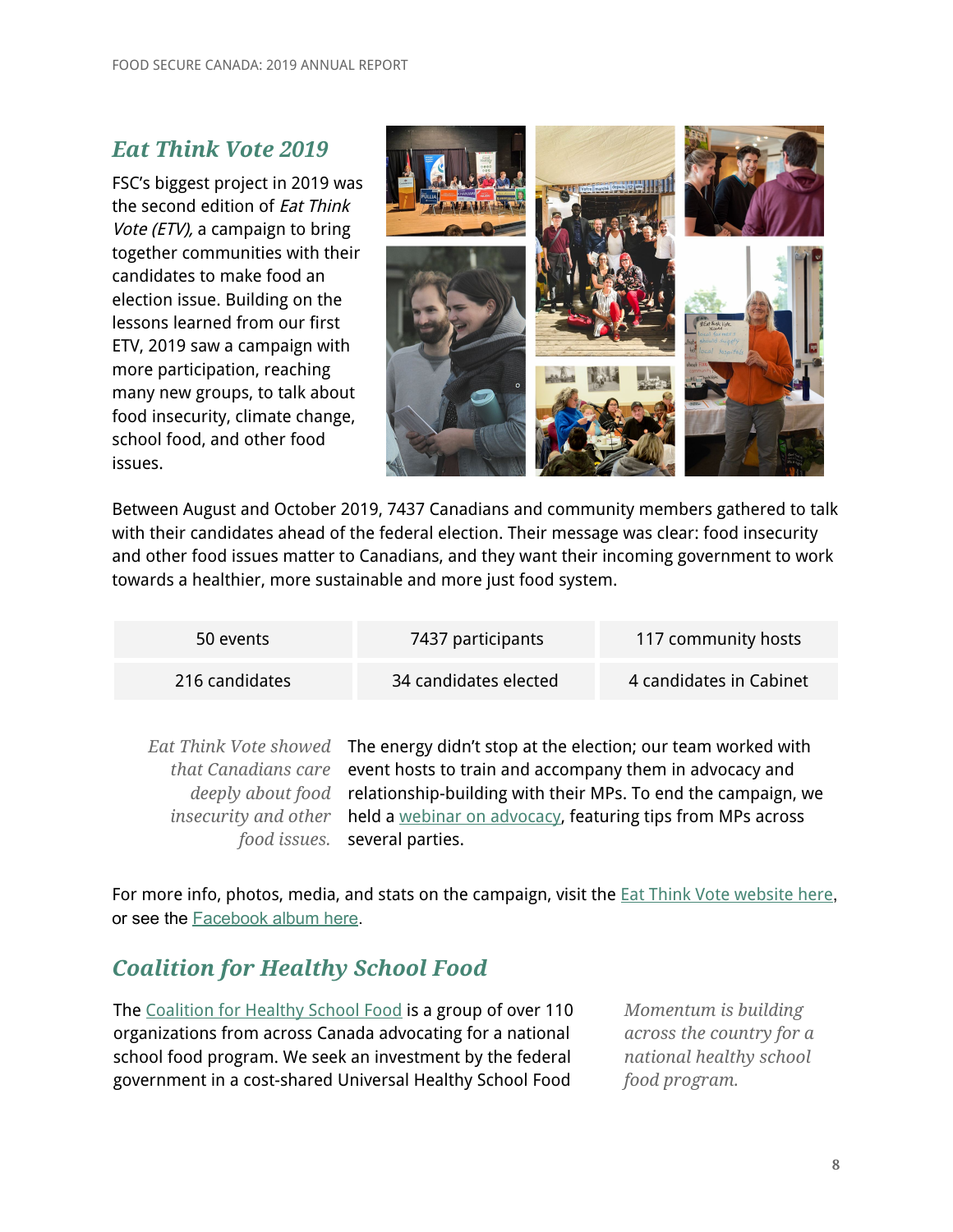## *Eat Think Vote 2019*

FSC's biggest project in 2019 was the second edition of *Eat Think Vote (ETV),* a campaign to bring together communities with their candidates to make food an election issue. Building on the lessons learned from our first ETV, 2019 saw a campaign with more participation, reaching many new groups, to talk about food insecurity, climate change, school food, and other food issues.

Between August and October 2019, 7437 Canadians and community members gathered to talk with their candidates ahead of the federal election. Their message was clear: food insecurity and other food issues matter to Canadians, and they want their incoming government to work towards a healthier, more sustainable and more just food system.

| | | |
|---|---|---|
| 50 events | 7437 participants | 117 community hosts |
| 216 candidates | 34 candidates elected | 4 candidates in Cabinet |

*Eat Think Vote showed that Canadians care deeply about food insecurity and other food issues.*

The energy didn't stop at the election; our team worked with event hosts to train and accompany them in advocacy and relationship-building with their MPs. To end the campaign, we held a webinar on advocacy, featuring tips from MPs across several parties.

For more info, photos, media, and stats on the campaign, visit the Eat Think Vote website here, or see the Facebook album here.

## *Coalition for Healthy School Food*

*Momentum is building across the country for a national healthy school food program.*

The Coalition for Healthy School Food is a group of over 110 organizations from across Canada advocating for a national school food program. We seek an investment by the federal government in a cost-shared Universal Healthy School Food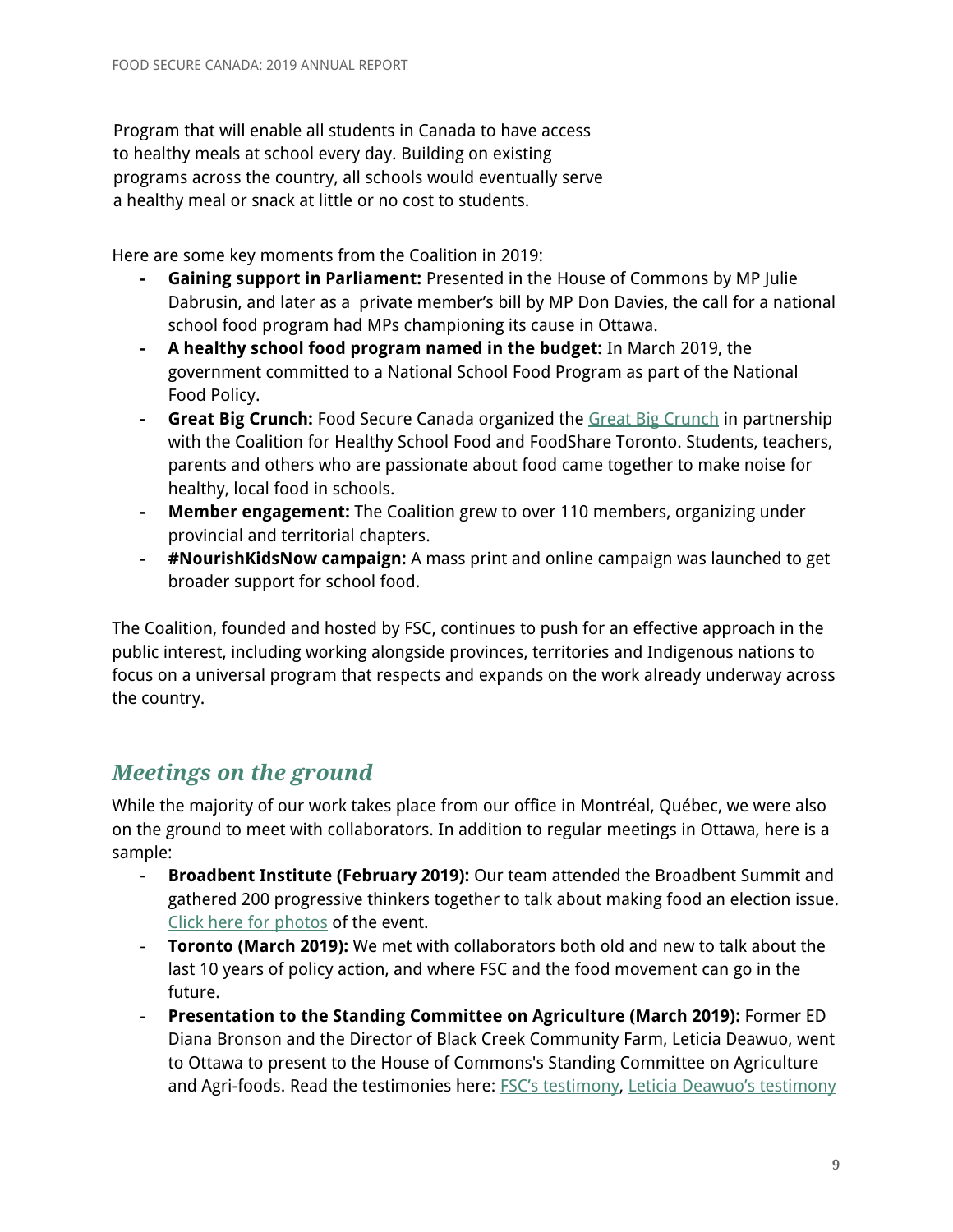Program that will enable all students in Canada to have access to healthy meals at school every day. Building on existing programs across the country, all schools would eventually serve a healthy meal or snack at little or no cost to students.

Here are some key moments from the Coalition in 2019:

- **Gaining support in Parliament:** Presented in the House of Commons by MP Julie Dabrusin, and later as a private member's bill by MP Don Davies, the call for a national school food program had MPs championing its cause in Ottawa.
- **A healthy school food program named in the budget:** In March 2019, the government committed to a National School Food Program as part of the National Food Policy.
- **Great Big Crunch:** Food Secure Canada organized the Great Big Crunch in partnership with the Coalition for Healthy School Food and FoodShare Toronto. Students, teachers, parents and others who are passionate about food came together to make noise for healthy, local food in schools.
- **Member engagement:** The Coalition grew to over 110 members, organizing under provincial and territorial chapters.
- **#NourishKidsNow campaign:** A mass print and online campaign was launched to get broader support for school food.

The Coalition, founded and hosted by FSC, continues to push for an effective approach in the public interest, including working alongside provinces, territories and Indigenous nations to focus on a universal program that respects and expands on the work already underway across the country.

## *Meetings on the ground*

While the majority of our work takes place from our office in Montréal, Québec, we were also on the ground to meet with collaborators. In addition to regular meetings in Ottawa, here is a sample:

- **Broadbent Institute (February 2019):** Our team attended the Broadbent Summit and gathered 200 progressive thinkers together to talk about making food an election issue. Click here for photos of the event.
- **Toronto (March 2019):** We met with collaborators both old and new to talk about the last 10 years of policy action, and where FSC and the food movement can go in the future.
- **Presentation to the Standing Committee on Agriculture (March 2019):** Former ED Diana Bronson and the Director of Black Creek Community Farm, Leticia Deawuo, went to Ottawa to present to the House of Commons's Standing Committee on Agriculture and Agri-foods. Read the testimonies here: FSC's testimony, Leticia Deawuo's testimony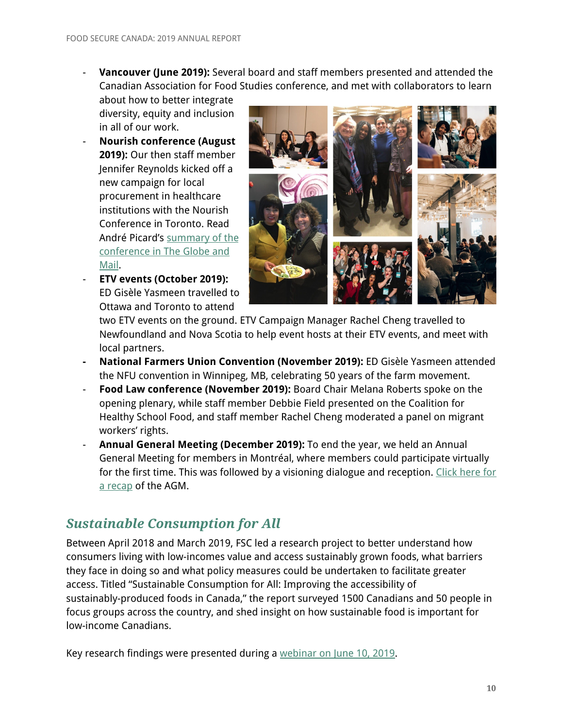- **Vancouver (June 2019):** Several board and staff members presented and attended the Canadian Association for Food Studies conference, and met with collaborators to learn about how to better integrate diversity, equity and inclusion in all of our work.
- **Nourish conference (August 2019):** Our then staff member Jennifer Reynolds kicked off a new campaign for local procurement in healthcare institutions with the Nourish Conference in Toronto. Read André Picard's summary of the conference in The Globe and Mail.
- **ETV events (October 2019):** ED Gisèle Yasmeen travelled to Ottawa and Toronto to attend two ETV events on the ground. ETV Campaign Manager Rachel Cheng travelled to Newfoundland and Nova Scotia to help event hosts at their ETV events, and meet with local partners.
- **National Farmers Union Convention (November 2019):** ED Gisèle Yasmeen attended the NFU convention in Winnipeg, MB, celebrating 50 years of the farm movement.
- **Food Law conference (November 2019):** Board Chair Melana Roberts spoke on the opening plenary, while staff member Debbie Field presented on the Coalition for Healthy School Food, and staff member Rachel Cheng moderated a panel on migrant workers' rights.
- **Annual General Meeting (December 2019):** To end the year, we held an Annual General Meeting for members in Montréal, where members could participate virtually for the first time. This was followed by a visioning dialogue and reception. Click here for a recap of the AGM.

## *Sustainable Consumption for All*

Between April 2018 and March 2019, FSC led a research project to better understand how consumers living with low-incomes value and access sustainably grown foods, what barriers they face in doing so and what policy measures could be undertaken to facilitate greater access. Titled "Sustainable Consumption for All: Improving the accessibility of sustainably-produced foods in Canada," the report surveyed 1500 Canadians and 50 people in focus groups across the country, and shed insight on how sustainable food is important for low-income Canadians.

Key research findings were presented during a webinar on June 10, 2019.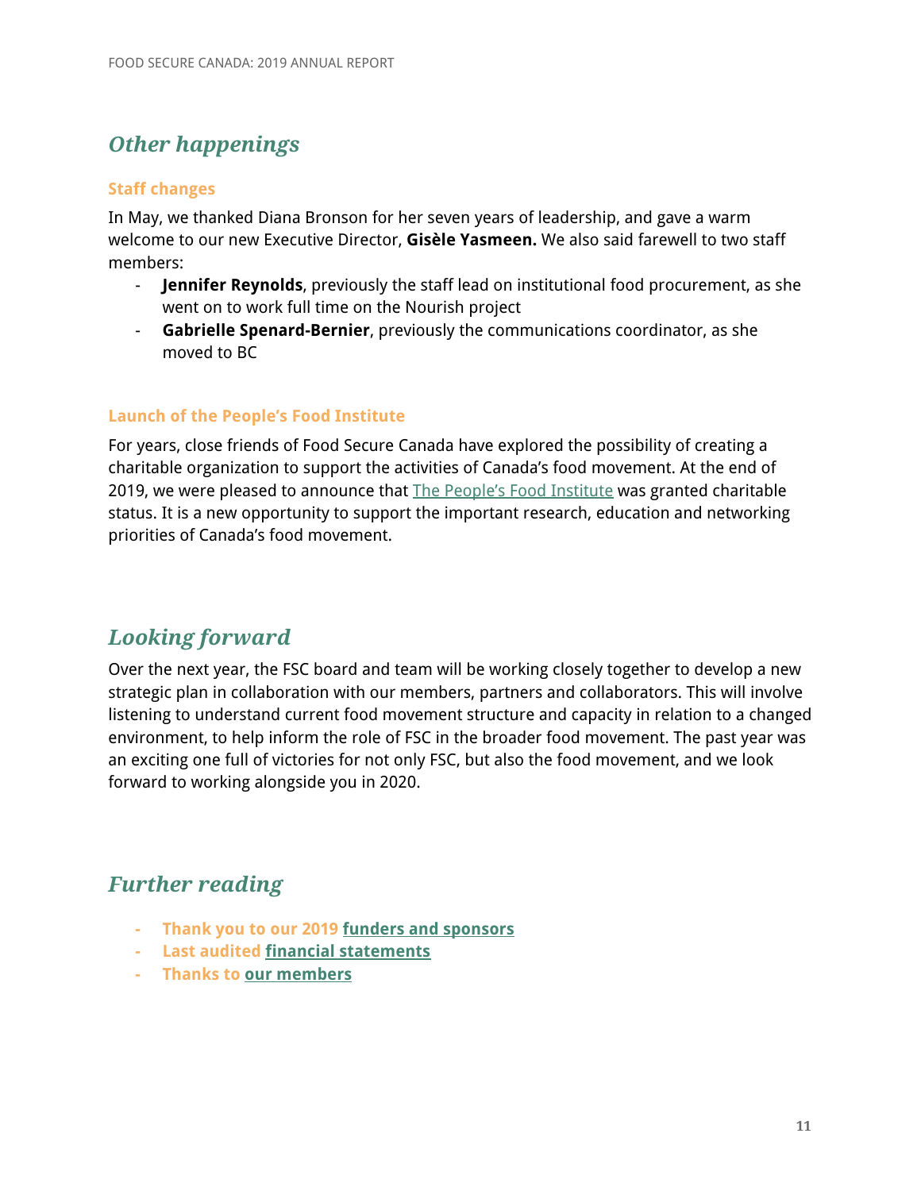## *Other happenings*

### Staff changes

In May, we thanked Diana Bronson for her seven years of leadership, and gave a warm welcome to our new Executive Director, **Gisèle Yasmeen.** We also said farewell to two staff members:

- **Jennifer Reynolds**, previously the staff lead on institutional food procurement, as she went on to work full time on the Nourish project
- **Gabrielle Spenard-Bernier**, previously the communications coordinator, as she moved to BC

### Launch of the People's Food Institute

For years, close friends of Food Secure Canada have explored the possibility of creating a charitable organization to support the activities of Canada's food movement. At the end of 2019, we were pleased to announce that The People's Food Institute was granted charitable status. It is a new opportunity to support the important research, education and networking priorities of Canada's food movement.

## *Looking forward*

Over the next year, the FSC board and team will be working closely together to develop a new strategic plan in collaboration with our members, partners and collaborators. This will involve listening to understand current food movement structure and capacity in relation to a changed environment, to help inform the role of FSC in the broader food movement. The past year was an exciting one full of victories for not only FSC, but also the food movement, and we look forward to working alongside you in 2020.

## *Further reading*

- **Thank you to our 2019 funders and sponsors**
- **Last audited financial statements**
- **Thanks to our members**